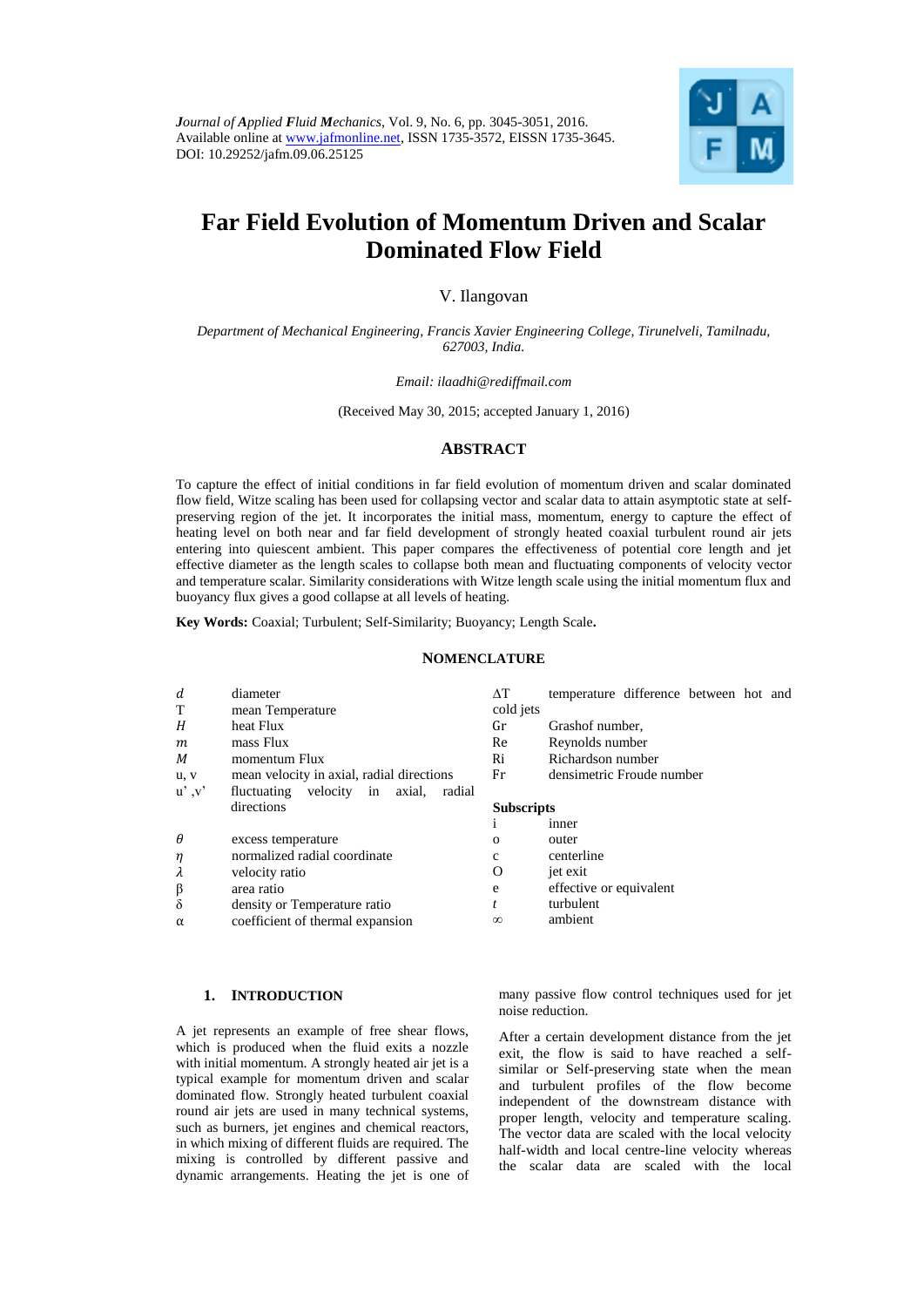*Journal of Applied Fluid Mechanics*, Vol. 9, No. 6, pp. 3045-3051, 2016.
Available online at www.jafmonline.net, ISSN 1735-3572, EISSN 1735-3645.
DOI: 10.29252/jafm.09.06.25125

# Far Field Evolution of Momentum Driven and Scalar Dominated Flow Field

V. Ilangovan

*Department of Mechanical Engineering, Francis Xavier Engineering College, Tirunelveli, Tamilnadu, 627003, India.*

*Email: ilaadhi@rediffmail.com*

(Received May 30, 2015; accepted January 1, 2016)

## ABSTRACT

To capture the effect of initial conditions in far field evolution of momentum driven and scalar dominated flow field, Witze scaling has been used for collapsing vector and scalar data to attain asymptotic state at self-preserving region of the jet. It incorporates the initial mass, momentum, energy to capture the effect of heating level on both near and far field development of strongly heated coaxial turbulent round air jets entering into quiescent ambient. This paper compares the effectiveness of potential core length and jet effective diameter as the length scales to collapse both mean and fluctuating components of velocity vector and temperature scalar. Similarity considerations with Witze length scale using the initial momentum flux and buoyancy flux gives a good collapse at all levels of heating.

**Key Words:** Coaxial; Turbulent; Self-Similarity; Buoyancy; Length Scale**.**

## NOMENCLATURE

| | |
|---|---|
| $d$ | diameter |
| T | mean Temperature |
| $H$ | heat Flux |
| $m$ | mass Flux |
| $M$ | momentum Flux |
| u, v | mean velocity in axial, radial directions |
| u' ,v' | fluctuating velocity in axial, radial directions |
| $\theta$ | excess temperature |
| $\eta$ | normalized radial coordinate |
| $\lambda$ | velocity ratio |
| β | area ratio |
| δ | density or Temperature ratio |
| α | coefficient of thermal expansion |
| ΔT | temperature difference between hot and cold jets |
| Gr | Grashof number, |
| Re | Reynolds number |
| Ri | Richardson number |
| Fr | densimetric Froude number |

**Subscripts**

| | |
|---|---|
| i | inner |
| o | outer |
| c | centerline |
| O | jet exit |
| e | effective or equivalent |
| $t$ | turbulent |
| ∞ | ambient |

## 1. INTRODUCTION

A jet represents an example of free shear flows, which is produced when the fluid exits a nozzle with initial momentum. A strongly heated air jet is a typical example for momentum driven and scalar dominated flow. Strongly heated turbulent coaxial round air jets are used in many technical systems, such as burners, jet engines and chemical reactors, in which mixing of different fluids are required. The mixing is controlled by different passive and dynamic arrangements. Heating the jet is one of many passive flow control techniques used for jet noise reduction.

After a certain development distance from the jet exit, the flow is said to have reached a self-similar or Self-preserving state when the mean and turbulent profiles of the flow become independent of the downstream distance with proper length, velocity and temperature scaling. The vector data are scaled with the local velocity half-width and local centre-line velocity whereas the scalar data are scaled with the local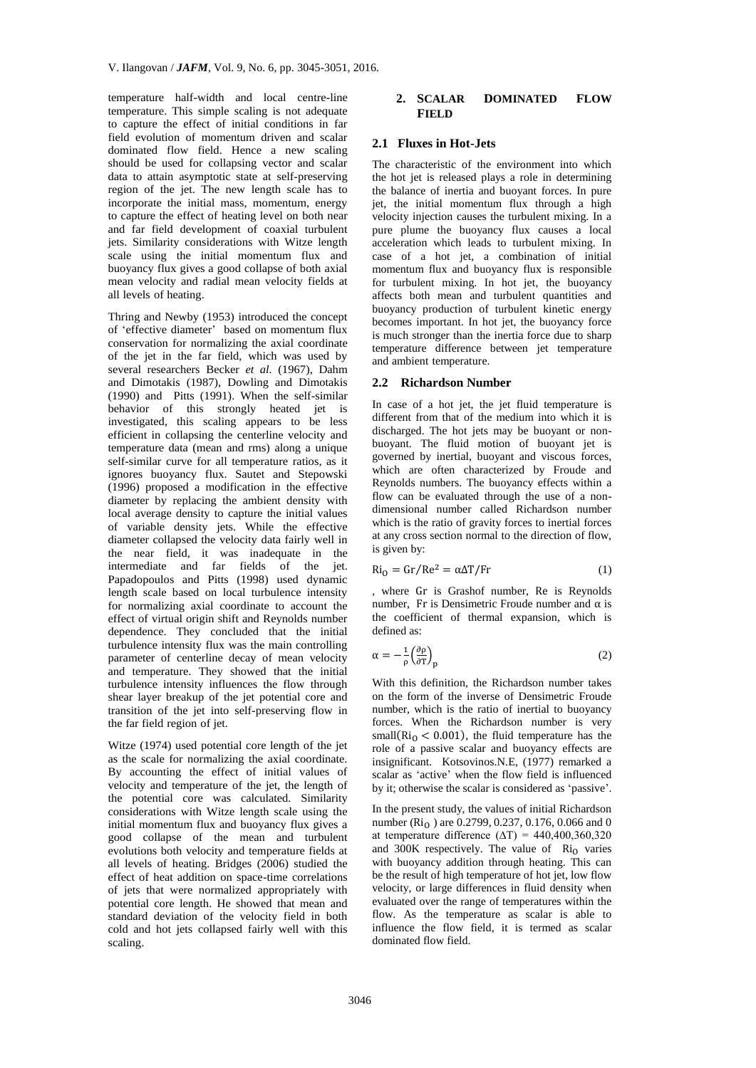temperature half-width and local centre-line temperature. This simple scaling is not adequate to capture the effect of initial conditions in far field evolution of momentum driven and scalar dominated flow field. Hence a new scaling should be used for collapsing vector and scalar data to attain asymptotic state at self-preserving region of the jet. The new length scale has to incorporate the initial mass, momentum, energy to capture the effect of heating level on both near and far field development of coaxial turbulent jets. Similarity considerations with Witze length scale using the initial momentum flux and buoyancy flux gives a good collapse of both axial mean velocity and radial mean velocity fields at all levels of heating.

Thring and Newby (1953) introduced the concept of 'effective diameter' based on momentum flux conservation for normalizing the axial coordinate of the jet in the far field, which was used by several researchers Becker *et al.* (1967), Dahm and Dimotakis (1987), Dowling and Dimotakis (1990) and Pitts (1991). When the self-similar behavior of this strongly heated jet is investigated, this scaling appears to be less efficient in collapsing the centerline velocity and temperature data (mean and rms) along a unique self-similar curve for all temperature ratios, as it ignores buoyancy flux. Sautet and Stepowski (1996) proposed a modification in the effective diameter by replacing the ambient density with local average density to capture the initial values of variable density jets. While the effective diameter collapsed the velocity data fairly well in the near field, it was inadequate in the intermediate and far fields of the jet. Papadopoulos and Pitts (1998) used dynamic length scale based on local turbulence intensity for normalizing axial coordinate to account the effect of virtual origin shift and Reynolds number dependence. They concluded that the initial turbulence intensity flux was the main controlling parameter of centerline decay of mean velocity and temperature. They showed that the initial turbulence intensity influences the flow through shear layer breakup of the jet potential core and transition of the jet into self-preserving flow in the far field region of jet.

Witze (1974) used potential core length of the jet as the scale for normalizing the axial coordinate. By accounting the effect of initial values of velocity and temperature of the jet, the length of the potential core was calculated. Similarity considerations with Witze length scale using the initial momentum flux and buoyancy flux gives a good collapse of the mean and turbulent evolutions both velocity and temperature fields at all levels of heating. Bridges (2006) studied the effect of heat addition on space-time correlations of jets that were normalized appropriately with potential core length. He showed that mean and standard deviation of the velocity field in both cold and hot jets collapsed fairly well with this scaling.

## 2. SCALAR DOMINATED FLOW FIELD

### 2.1 Fluxes in Hot-Jets

The characteristic of the environment into which the hot jet is released plays a role in determining the balance of inertia and buoyant forces. In pure jet, the initial momentum flux through a high velocity injection causes the turbulent mixing. In a pure plume the buoyancy flux causes a local acceleration which leads to turbulent mixing. In case of a hot jet, a combination of initial momentum flux and buoyancy flux is responsible for turbulent mixing. In hot jet, the buoyancy affects both mean and turbulent quantities and buoyancy production of turbulent kinetic energy becomes important. In hot jet, the buoyancy force is much stronger than the inertia force due to sharp temperature difference between jet temperature and ambient temperature.

### 2.2 Richardson Number

In case of a hot jet, the jet fluid temperature is different from that of the medium into which it is discharged. The hot jets may be buoyant or non-buoyant. The fluid motion of buoyant jet is governed by inertial, buoyant and viscous forces, which are often characterized by Froude and Reynolds numbers. The buoyancy effects within a flow can be evaluated through the use of a non-dimensional number called Richardson number which is the ratio of gravity forces to inertial forces at any cross section normal to the direction of flow, is given by:

$$\mathrm{Ri_O} = \mathrm{Gr}/\mathrm{Re}^2 = \alpha\Delta\mathrm{T}/\mathrm{Fr} \tag{1}$$

, where Gr is Grashof number, Re is Reynolds number, Fr is Densimetric Froude number and $\alpha$ is the coefficient of thermal expansion, which is defined as:

$$\alpha = -\frac{1}{\rho}\left(\frac{\partial\rho}{\partial T}\right)_p \tag{2}$$

With this definition, the Richardson number takes on the form of the inverse of Densimetric Froude number, which is the ratio of inertial to buoyancy forces. When the Richardson number is very small($\mathrm{Ri_O} < 0.001$), the fluid temperature has the role of a passive scalar and buoyancy effects are insignificant. Kotsovinos.N.E, (1977) remarked a scalar as 'active' when the flow field is influenced by it; otherwise the scalar is considered as 'passive'.

In the present study, the values of initial Richardson number ($\mathrm{Ri_O}$ ) are 0.2799, 0.237, 0.176, 0.066 and 0 at temperature difference ($\Delta$T) = 440,400,360,320 and 300K respectively. The value of $\mathrm{Ri_O}$ varies with buoyancy addition through heating. This can be the result of high temperature of hot jet, low flow velocity, or large differences in fluid density when evaluated over the range of temperatures within the flow. As the temperature as scalar is able to influence the flow field, it is termed as scalar dominated flow field.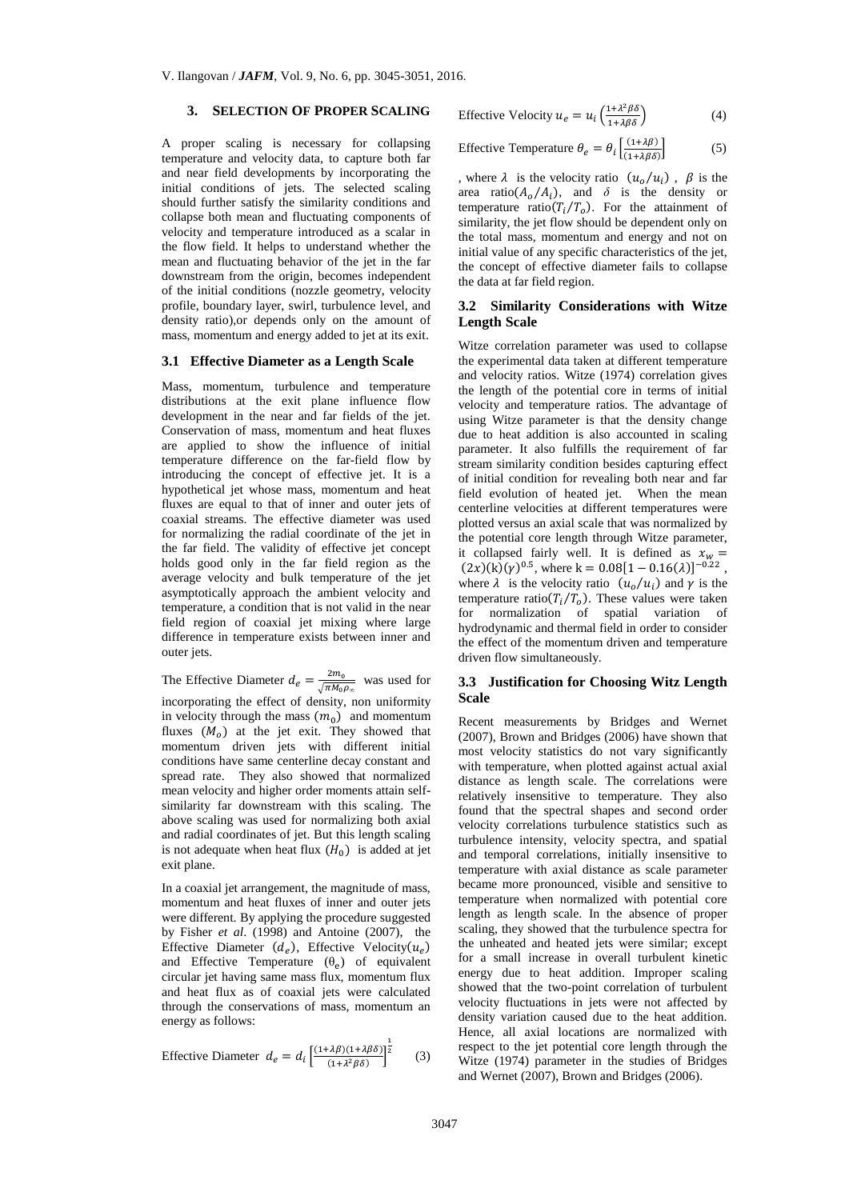## 3. SELECTION OF PROPER SCALING

A proper scaling is necessary for collapsing temperature and velocity data, to capture both far and near field developments by incorporating the initial conditions of jets. The selected scaling should further satisfy the similarity conditions and collapse both mean and fluctuating components of velocity and temperature introduced as a scalar in the flow field. It helps to understand whether the mean and fluctuating behavior of the jet in the far downstream from the origin, becomes independent of the initial conditions (nozzle geometry, velocity profile, boundary layer, swirl, turbulence level, and density ratio),or depends only on the amount of mass, momentum and energy added to jet at its exit.

### 3.1 Effective Diameter as a Length Scale

Mass, momentum, turbulence and temperature distributions at the exit plane influence flow development in the near and far fields of the jet. Conservation of mass, momentum and heat fluxes are applied to show the influence of initial temperature difference on the far-field flow by introducing the concept of effective jet. It is a hypothetical jet whose mass, momentum and heat fluxes are equal to that of inner and outer jets of coaxial streams. The effective diameter was used for normalizing the radial coordinate of the jet in the far field. The validity of effective jet concept holds good only in the far field region as the average velocity and bulk temperature of the jet asymptotically approach the ambient velocity and temperature, a condition that is not valid in the near field region of coaxial jet mixing where large difference in temperature exists between inner and outer jets.

The Effective Diameter $d_e = \frac{2m_0}{\sqrt{\pi M_0 \rho_\infty}}$ was used for incorporating the effect of density, non uniformity in velocity through the mass $(m_0)$ and momentum fluxes $(M_o)$ at the jet exit. They showed that momentum driven jets with different initial conditions have same centerline decay constant and spread rate. They also showed that normalized mean velocity and higher order moments attain self-similarity far downstream with this scaling. The above scaling was used for normalizing both axial and radial coordinates of jet. But this length scaling is not adequate when heat flux $(H_0)$ is added at jet exit plane.

In a coaxial jet arrangement, the magnitude of mass, momentum and heat fluxes of inner and outer jets were different. By applying the procedure suggested by Fisher *et al*. (1998) and Antoine (2007), the Effective Diameter $(d_e)$, Effective Velocity$(u_e)$ and Effective Temperature $(\theta_e)$ of equivalent circular jet having same mass flux, momentum flux and heat flux as of coaxial jets were calculated through the conservations of mass, momentum an energy as follows:

$$\text{Effective Diameter } d_e = d_i \left[\frac{(1+\lambda\beta)(1+\lambda\beta\delta)}{(1+\lambda^2\beta\delta)}\right]^{\frac{1}{2}} \quad (3)$$

$$\text{Effective Velocity } u_e = u_i \left(\frac{1+\lambda^2\beta\delta}{1+\lambda\beta\delta}\right) \quad (4)$$

$$\text{Effective Temperature } \theta_e = \theta_i \left[\frac{(1+\lambda\beta)}{(1+\lambda\beta\delta)}\right] \quad (5)$$

, where $\lambda$ is the velocity ratio $(u_o/u_i)$ , $\beta$ is the area ratio$(A_o/A_i)$, and $\delta$ is the density or temperature ratio$(T_i/T_o)$. For the attainment of similarity, the jet flow should be dependent only on the total mass, momentum and energy and not on initial value of any specific characteristics of the jet, the concept of effective diameter fails to collapse the data at far field region.

### 3.2 Similarity Considerations with Witze Length Scale

Witze correlation parameter was used to collapse the experimental data taken at different temperature and velocity ratios. Witze (1974) correlation gives the length of the potential core in terms of initial velocity and temperature ratios. The advantage of using Witze parameter is that the density change due to heat addition is also accounted in scaling parameter. It also fulfills the requirement of far stream similarity condition besides capturing effect of initial condition for revealing both near and far field evolution of heated jet. When the mean centerline velocities at different temperatures were plotted versus an axial scale that was normalized by the potential core length through Witze parameter, it collapsed fairly well. It is defined as $x_w = (2x)(\text{k})(\gamma)^{0.5}$, where $\text{k} = 0.08[1 - 0.16(\lambda)]^{-0.22}$, where $\lambda$ is the velocity ratio $(u_o/u_i)$ and $\gamma$ is the temperature ratio$(T_i/T_o)$. These values were taken for normalization of spatial variation of hydrodynamic and thermal field in order to consider the effect of the momentum driven and temperature driven flow simultaneously.

### 3.3 Justification for Choosing Witz Length Scale

Recent measurements by Bridges and Wernet (2007), Brown and Bridges (2006) have shown that most velocity statistics do not vary significantly with temperature, when plotted against actual axial distance as length scale. The correlations were relatively insensitive to temperature. They also found that the spectral shapes and second order velocity correlations turbulence statistics such as turbulence intensity, velocity spectra, and spatial and temporal correlations, initially insensitive to temperature with axial distance as scale parameter became more pronounced, visible and sensitive to temperature when normalized with potential core length as length scale. In the absence of proper scaling, they showed that the turbulence spectra for the unheated and heated jets were similar; except for a small increase in overall turbulent kinetic energy due to heat addition. Improper scaling showed that the two-point correlation of turbulent velocity fluctuations in jets were not affected by density variation caused due to the heat addition. Hence, all axial locations are normalized with respect to the jet potential core length through the Witze (1974) parameter in the studies of Bridges and Wernet (2007), Brown and Bridges (2006).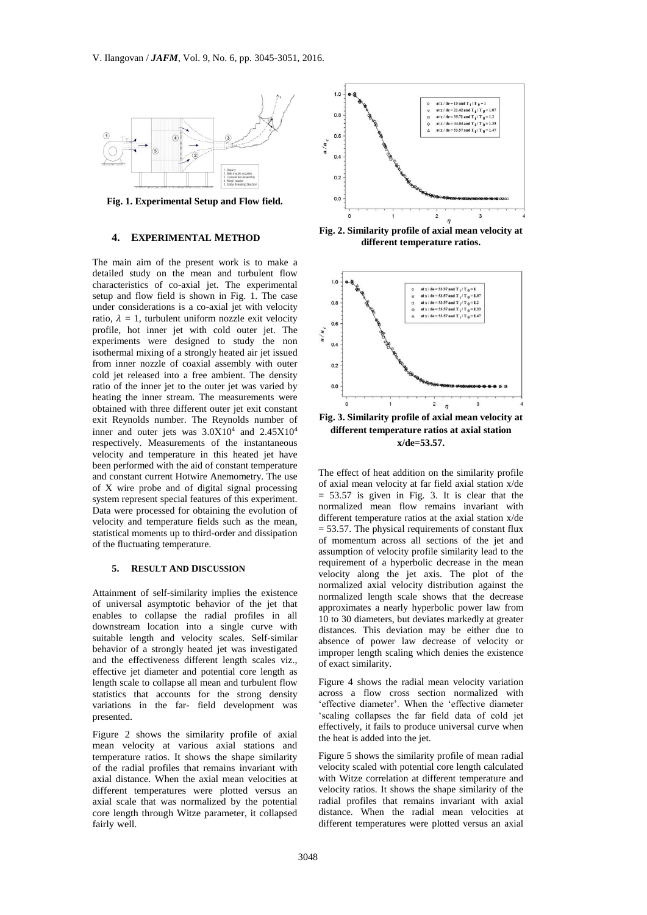Fig. 1. Experimental Setup and Flow field.

## 4. EXPERIMENTAL METHOD

The main aim of the present work is to make a detailed study on the mean and turbulent flow characteristics of co-axial jet. The experimental setup and flow field is shown in Fig. 1. The case under considerations is a co-axial jet with velocity ratio, $\lambda = 1$, turbulent uniform nozzle exit velocity profile, hot inner jet with cold outer jet. The experiments were designed to study the non isothermal mixing of a strongly heated air jet issued from inner nozzle of coaxial assembly with outer cold jet released into a free ambient. The density ratio of the inner jet to the outer jet was varied by heating the inner stream. The measurements were obtained with three different outer jet exit constant exit Reynolds number. The Reynolds number of inner and outer jets was $3.0X10^4$ and $2.45X10^4$ respectively. Measurements of the instantaneous velocity and temperature in this heated jet have been performed with the aid of constant temperature and constant current Hotwire Anemometry. The use of X wire probe and of digital signal processing system represent special features of this experiment. Data were processed for obtaining the evolution of velocity and temperature fields such as the mean, statistical moments up to third-order and dissipation of the fluctuating temperature.

## 5. RESULT AND DISCUSSION

Attainment of self-similarity implies the existence of universal asymptotic behavior of the jet that enables to collapse the radial profiles in all downstream location into a single curve with suitable length and velocity scales. Self-similar behavior of a strongly heated jet was investigated and the effectiveness different length scales viz., effective jet diameter and potential core length as length scale to collapse all mean and turbulent flow statistics that accounts for the strong density variations in the far- field development was presented.

Figure 2 shows the similarity profile of axial mean velocity at various axial stations and temperature ratios. It shows the shape similarity of the radial profiles that remains invariant with axial distance. When the axial mean velocities at different temperatures were plotted versus an axial scale that was normalized by the potential core length through Witze parameter, it collapsed fairly well.

Fig. 2. Similarity profile of axial mean velocity at different temperature ratios.

Fig. 3. Similarity profile of axial mean velocity at different temperature ratios at axial station x/de=53.57.

The effect of heat addition on the similarity profile of axial mean velocity at far field axial station x/de = 53.57 is given in Fig. 3. It is clear that the normalized mean flow remains invariant with different temperature ratios at the axial station x/de = 53.57. The physical requirements of constant flux of momentum across all sections of the jet and assumption of velocity profile similarity lead to the requirement of a hyperbolic decrease in the mean velocity along the jet axis. The plot of the normalized axial velocity distribution against the normalized length scale shows that the decrease approximates a nearly hyperbolic power law from 10 to 30 diameters, but deviates markedly at greater distances. This deviation may be either due to absence of power law decrease of velocity or improper length scaling which denies the existence of exact similarity.

Figure 4 shows the radial mean velocity variation across a flow cross section normalized with 'effective diameter'. When the 'effective diameter 'scaling collapses the far field data of cold jet effectively, it fails to produce universal curve when the heat is added into the jet.

Figure 5 shows the similarity profile of mean radial velocity scaled with potential core length calculated with Witze correlation at different temperature and velocity ratios. It shows the shape similarity of the radial profiles that remains invariant with axial distance. When the radial mean velocities at different temperatures were plotted versus an axial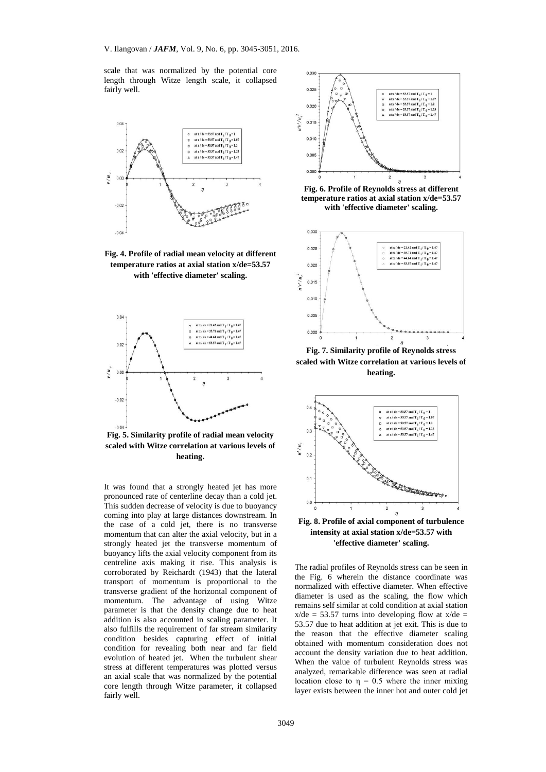scale that was normalized by the potential core length through Witze length scale, it collapsed fairly well.

Fig. 4. Profile of radial mean velocity at different temperature ratios at axial station x/de=53.57 with 'effective diameter' scaling.

Fig. 5. Similarity profile of radial mean velocity scaled with Witze correlation at various levels of heating.

It was found that a strongly heated jet has more pronounced rate of centerline decay than a cold jet. This sudden decrease of velocity is due to buoyancy coming into play at large distances downstream. In the case of a cold jet, there is no transverse momentum that can alter the axial velocity, but in a strongly heated jet the transverse momentum of buoyancy lifts the axial velocity component from its centreline axis making it rise. This analysis is corroborated by Reichardt (1943) that the lateral transport of momentum is proportional to the transverse gradient of the horizontal component of momentum. The advantage of using Witze parameter is that the density change due to heat addition is also accounted in scaling parameter. It also fulfills the requirement of far stream similarity condition besides capturing effect of initial condition for revealing both near and far field evolution of heated jet. When the turbulent shear stress at different temperatures was plotted versus an axial scale that was normalized by the potential core length through Witze parameter, it collapsed fairly well.

Fig. 6. Profile of Reynolds stress at different temperature ratios at axial station x/de=53.57 with 'effective diameter' scaling.

Fig. 7. Similarity profile of Reynolds stress scaled with Witze correlation at various levels of heating.

Fig. 8. Profile of axial component of turbulence intensity at axial station x/de=53.57 with 'effective diameter' scaling.

The radial profiles of Reynolds stress can be seen in the Fig. 6 wherein the distance coordinate was normalized with effective diameter. When effective diameter is used as the scaling, the flow which remains self similar at cold condition at axial station $x/de = 53.57$ turns into developing flow at $x/de = 53.57$ due to heat addition at jet exit. This is due to the reason that the effective diameter scaling obtained with momentum consideration does not account the density variation due to heat addition. When the value of turbulent Reynolds stress was analyzed, remarkable difference was seen at radial location close to $\eta = 0.5$ where the inner mixing layer exists between the inner hot and outer cold jet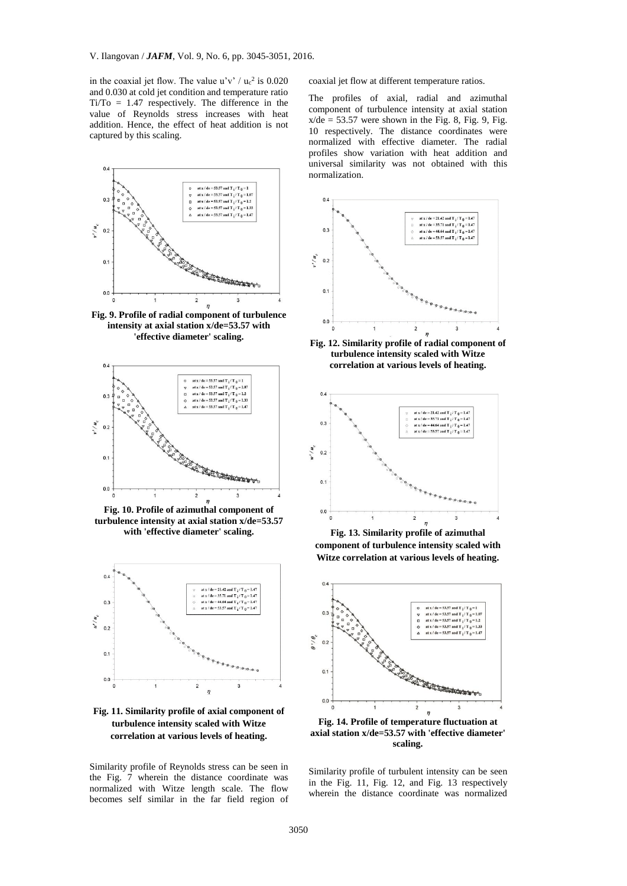in the coaxial jet flow. The value $u'v' / u_c^2$ is 0.020 and 0.030 at cold jet condition and temperature ratio $Ti/To = 1.47$ respectively. The difference in the value of Reynolds stress increases with heat addition. Hence, the effect of heat addition is not captured by this scaling.

**Fig. 9. Profile of radial component of turbulence intensity at axial station x/de=53.57 with 'effective diameter' scaling.**

**Fig. 10. Profile of azimuthal component of turbulence intensity at axial station x/de=53.57 with 'effective diameter' scaling.**

**Fig. 11. Similarity profile of axial component of turbulence intensity scaled with Witze correlation at various levels of heating.**

Similarity profile of Reynolds stress can be seen in the Fig. 7 wherein the distance coordinate was normalized with Witze length scale. The flow becomes self similar in the far field region of coaxial jet flow at different temperature ratios.

The profiles of axial, radial and azimuthal component of turbulence intensity at axial station $x/de = 53.57$ were shown in the Fig. 8, Fig. 9, Fig. 10 respectively. The distance coordinates were normalized with effective diameter. The radial profiles show variation with heat addition and universal similarity was not obtained with this normalization.

**Fig. 12. Similarity profile of radial component of turbulence intensity scaled with Witze correlation at various levels of heating.**

**Fig. 13. Similarity profile of azimuthal component of turbulence intensity scaled with Witze correlation at various levels of heating.**

**Fig. 14. Profile of temperature fluctuation at axial station x/de=53.57 with 'effective diameter' scaling.**

Similarity profile of turbulent intensity can be seen in the Fig. 11, Fig. 12, and Fig. 13 respectively wherein the distance coordinate was normalized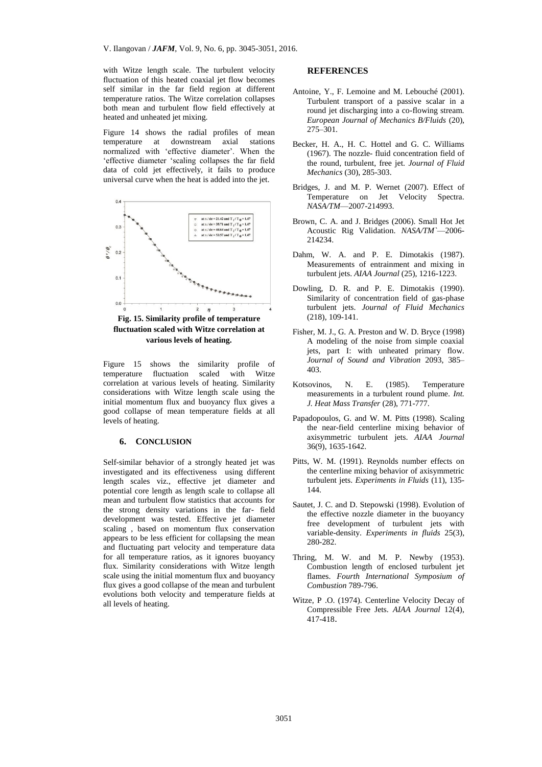with Witze length scale. The turbulent velocity fluctuation of this heated coaxial jet flow becomes self similar in the far field region at different temperature ratios. The Witze correlation collapses both mean and turbulent flow field effectively at heated and unheated jet mixing.

Figure 14 shows the radial profiles of mean temperature at downstream axial stations normalized with 'effective diameter'. When the 'effective diameter 'scaling collapses the far field data of cold jet effectively, it fails to produce universal curve when the heat is added into the jet.

0.4
0.3
0.2
0.1
0.0
0
1
2
3
4
$\eta$
$\theta' / \theta_c$
at x / de = 21.42 and $T_j / T_\infty = 1.47$
at x / de = 35.71 and $T_j / T_\infty = 1.47$
at x / de = 44.64 and $T_j / T_\infty = 1.47$
at x / de = 53.57 and $T_j / T_\infty = 1.47$

**Fig. 15. Similarity profile of temperature fluctuation scaled with Witze correlation at various levels of heating.**

Figure 15 shows the similarity profile of temperature fluctuation scaled with Witze correlation at various levels of heating. Similarity considerations with Witze length scale using the initial momentum flux and buoyancy flux gives a good collapse of mean temperature fields at all levels of heating.

## 6. CONCLUSION

Self-similar behavior of a strongly heated jet was investigated and its effectiveness using different length scales viz., effective jet diameter and potential core length as length scale to collapse all mean and turbulent flow statistics that accounts for the strong density variations in the far- field development was tested. Effective jet diameter scaling , based on momentum flux conservation appears to be less efficient for collapsing the mean and fluctuating part velocity and temperature data for all temperature ratios, as it ignores buoyancy flux. Similarity considerations with Witze length scale using the initial momentum flux and buoyancy flux gives a good collapse of the mean and turbulent evolutions both velocity and temperature fields at all levels of heating.

## REFERENCES

Antoine, Y., F. Lemoine and M. Lebouché (2001). Turbulent transport of a passive scalar in a round jet discharging into a co-flowing stream. *European Journal of Mechanics B/Fluids* (20), 275–301.

Becker, H. A., H. C. Hottel and G. C. Williams (1967). The nozzle- fluid concentration field of the round, turbulent, free jet. *Journal of Fluid Mechanics* (30), 285-303.

Bridges, J. and M. P. Wernet (2007). Effect of Temperature on Jet Velocity Spectra. *NASA/TM*—2007-214993.

Brown, C. A. and J. Bridges (2006). Small Hot Jet Acoustic Rig Validation. *NASA/TM`*—2006-214234.

Dahm, W. A. and P. E. Dimotakis (1987). Measurements of entrainment and mixing in turbulent jets. *AIAA Journal* (25), 1216-1223.

Dowling, D. R. and P. E. Dimotakis (1990). Similarity of concentration field of gas-phase turbulent jets. *Journal of Fluid Mechanics* (218), 109-141.

Fisher, M. J., G. A. Preston and W. D. Bryce (1998) A modeling of the noise from simple coaxial jets, part I: with unheated primary flow. *Journal of Sound and Vibration* 2093, 385–403.

Kotsovinos, N. E. (1985). Temperature measurements in a turbulent round plume. *Int. J. Heat Mass Transfer* (28), 771-777.

Papadopoulos, G. and W. M. Pitts (1998). Scaling the near-field centerline mixing behavior of axisymmetric turbulent jets. *AIAA Journal* 36(9), 1635-1642.

Pitts, W. M. (1991). Reynolds number effects on the centerline mixing behavior of axisymmetric turbulent jets. *Experiments in Fluids* (11), 135-144.

Sautet, J. C. and D. Stepowski (1998). Evolution of the effective nozzle diameter in the buoyancy free development of turbulent jets with variable-density. *Experiments in fluids* 25(3), 280-282.

Thring, M. W. and M. P. Newby (1953). Combustion length of enclosed turbulent jet flames. *Fourth International Symposium of Combustion* 789-796.

Witze, P .O. (1974). Centerline Velocity Decay of Compressible Free Jets. *AIAA Journal* 12(4), 417-418.